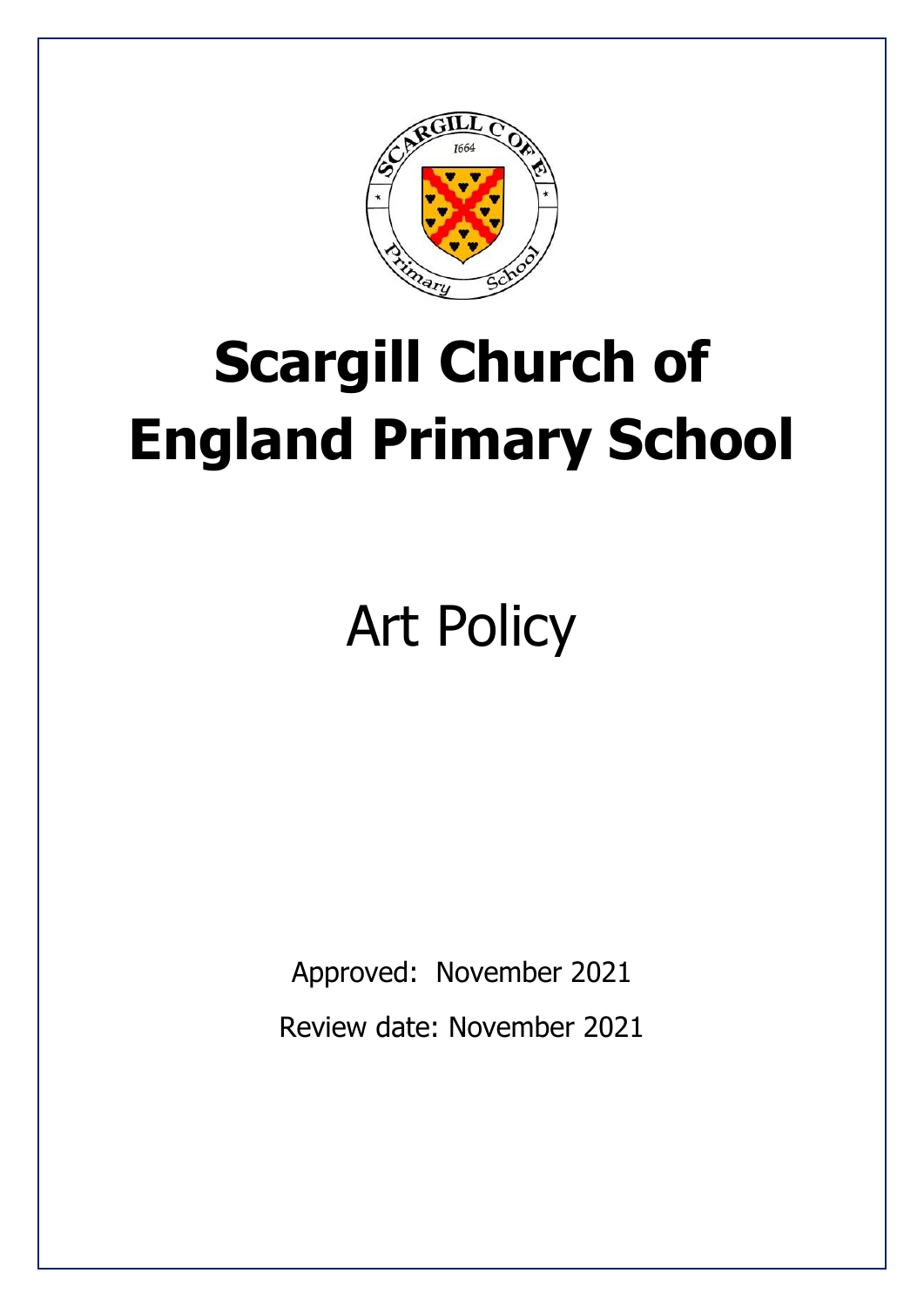# Scargill Church of England Primary School

## Art Policy

Approved: November 2021

Review date: November 2021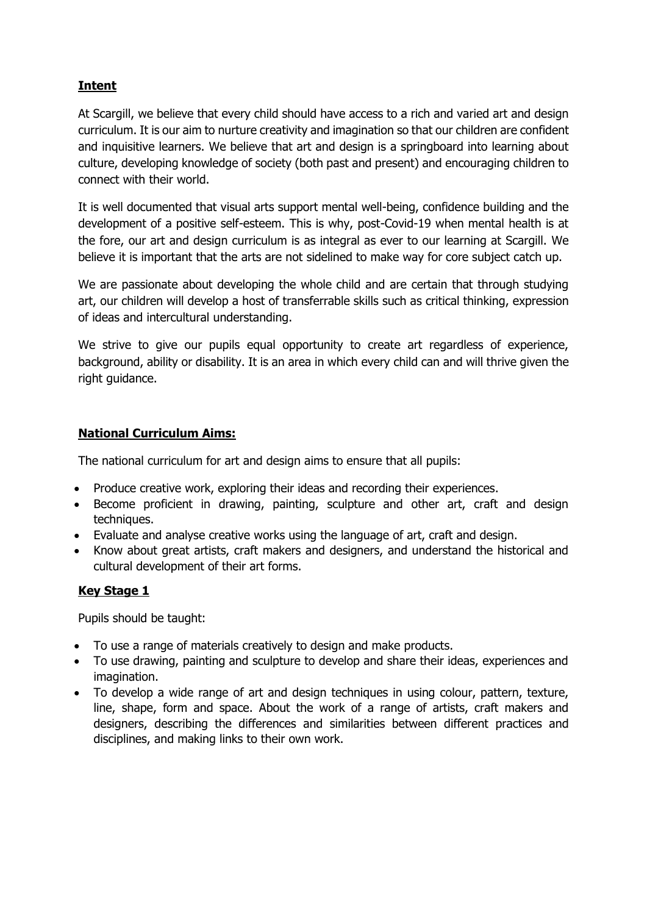## **Intent**

At Scargill, we believe that every child should have access to a rich and varied art and design curriculum. It is our aim to nurture creativity and imagination so that our children are confident and inquisitive learners. We believe that art and design is a springboard into learning about culture, developing knowledge of society (both past and present) and encouraging children to connect with their world.

It is well documented that visual arts support mental well-being, confidence building and the development of a positive self-esteem. This is why, post-Covid-19 when mental health is at the fore, our art and design curriculum is as integral as ever to our learning at Scargill. We believe it is important that the arts are not sidelined to make way for core subject catch up.

We are passionate about developing the whole child and are certain that through studying art, our children will develop a host of transferrable skills such as critical thinking, expression of ideas and intercultural understanding.

We strive to give our pupils equal opportunity to create art regardless of experience, background, ability or disability. It is an area in which every child can and will thrive given the right guidance.

## **National Curriculum Aims:**

The national curriculum for art and design aims to ensure that all pupils:

- Produce creative work, exploring their ideas and recording their experiences.
- Become proficient in drawing, painting, sculpture and other art, craft and design techniques.
- Evaluate and analyse creative works using the language of art, craft and design.
- Know about great artists, craft makers and designers, and understand the historical and cultural development of their art forms.

## **Key Stage 1**

Pupils should be taught:

- To use a range of materials creatively to design and make products.
- To use drawing, painting and sculpture to develop and share their ideas, experiences and imagination.
- To develop a wide range of art and design techniques in using colour, pattern, texture, line, shape, form and space. About the work of a range of artists, craft makers and designers, describing the differences and similarities between different practices and disciplines, and making links to their own work.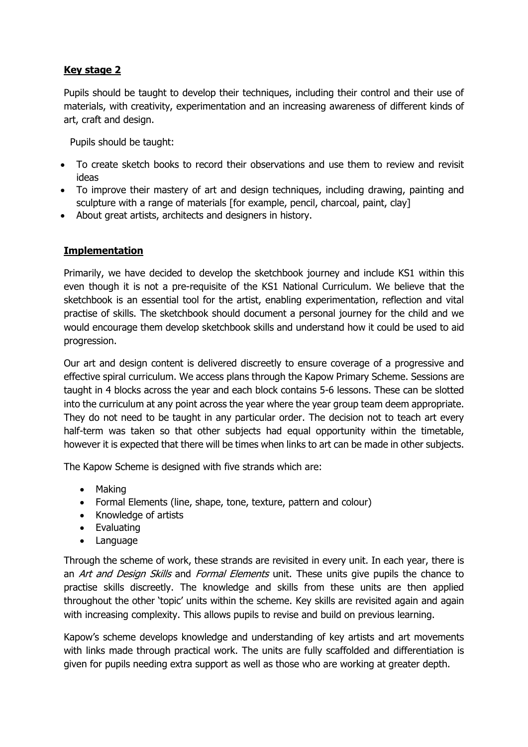## **Key stage 2**

Pupils should be taught to develop their techniques, including their control and their use of materials, with creativity, experimentation and an increasing awareness of different kinds of art, craft and design.

Pupils should be taught:

- To create sketch books to record their observations and use them to review and revisit ideas
- To improve their mastery of art and design techniques, including drawing, painting and sculpture with a range of materials [for example, pencil, charcoal, paint, clay]
- About great artists, architects and designers in history.

## **Implementation**

Primarily, we have decided to develop the sketchbook journey and include KS1 within this even though it is not a pre-requisite of the KS1 National Curriculum. We believe that the sketchbook is an essential tool for the artist, enabling experimentation, reflection and vital practise of skills. The sketchbook should document a personal journey for the child and we would encourage them develop sketchbook skills and understand how it could be used to aid progression.

Our art and design content is delivered discreetly to ensure coverage of a progressive and effective spiral curriculum. We access plans through the Kapow Primary Scheme. Sessions are taught in 4 blocks across the year and each block contains 5-6 lessons. These can be slotted into the curriculum at any point across the year where the year group team deem appropriate. They do not need to be taught in any particular order. The decision not to teach art every half-term was taken so that other subjects had equal opportunity within the timetable, however it is expected that there will be times when links to art can be made in other subjects.

The Kapow Scheme is designed with five strands which are:

- Making
- Formal Elements (line, shape, tone, texture, pattern and colour)
- Knowledge of artists
- Evaluating
- Language

Through the scheme of work, these strands are revisited in every unit. In each year, there is an *Art and Design Skills* and *Formal Elements* unit. These units give pupils the chance to practise skills discreetly. The knowledge and skills from these units are then applied throughout the other 'topic' units within the scheme. Key skills are revisited again and again with increasing complexity. This allows pupils to revise and build on previous learning.

Kapow's scheme develops knowledge and understanding of key artists and art movements with links made through practical work. The units are fully scaffolded and differentiation is given for pupils needing extra support as well as those who are working at greater depth.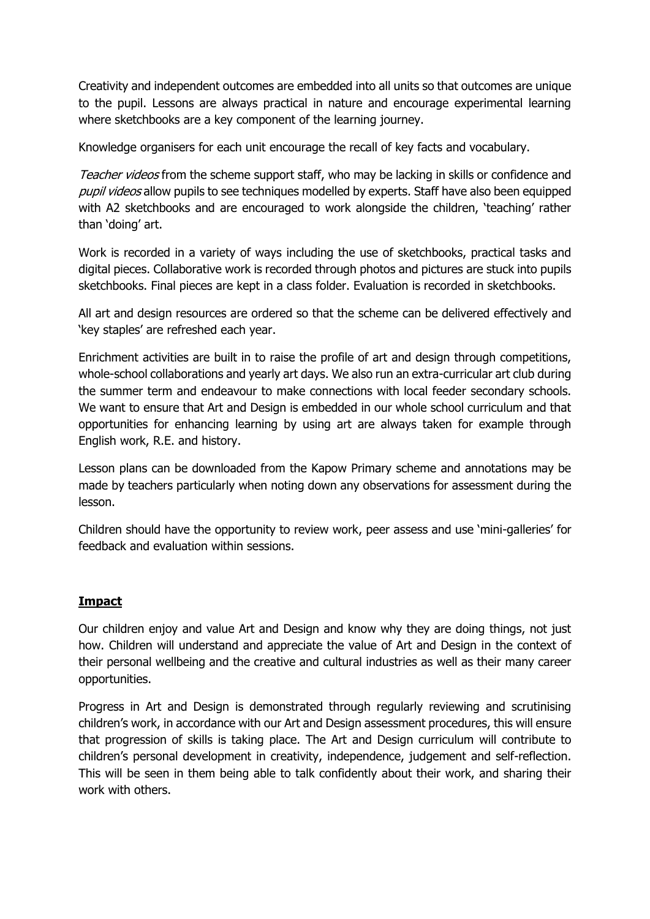Creativity and independent outcomes are embedded into all units so that outcomes are unique to the pupil. Lessons are always practical in nature and encourage experimental learning where sketchbooks are a key component of the learning journey.

Knowledge organisers for each unit encourage the recall of key facts and vocabulary.

*Teacher videos* from the scheme support staff, who may be lacking in skills or confidence and *pupil videos* allow pupils to see techniques modelled by experts. Staff have also been equipped with A2 sketchbooks and are encouraged to work alongside the children, 'teaching' rather than 'doing' art.

Work is recorded in a variety of ways including the use of sketchbooks, practical tasks and digital pieces. Collaborative work is recorded through photos and pictures are stuck into pupils sketchbooks. Final pieces are kept in a class folder. Evaluation is recorded in sketchbooks.

All art and design resources are ordered so that the scheme can be delivered effectively and 'key staples' are refreshed each year.

Enrichment activities are built in to raise the profile of art and design through competitions, whole-school collaborations and yearly art days. We also run an extra-curricular art club during the summer term and endeavour to make connections with local feeder secondary schools. We want to ensure that Art and Design is embedded in our whole school curriculum and that opportunities for enhancing learning by using art are always taken for example through English work, R.E. and history.

Lesson plans can be downloaded from the Kapow Primary scheme and annotations may be made by teachers particularly when noting down any observations for assessment during the lesson.

Children should have the opportunity to review work, peer assess and use 'mini-galleries' for feedback and evaluation within sessions.

## **Impact**

Our children enjoy and value Art and Design and know why they are doing things, not just how. Children will understand and appreciate the value of Art and Design in the context of their personal wellbeing and the creative and cultural industries as well as their many career opportunities.

Progress in Art and Design is demonstrated through regularly reviewing and scrutinising children's work, in accordance with our Art and Design assessment procedures, this will ensure that progression of skills is taking place. The Art and Design curriculum will contribute to children's personal development in creativity, independence, judgement and self-reflection. This will be seen in them being able to talk confidently about their work, and sharing their work with others.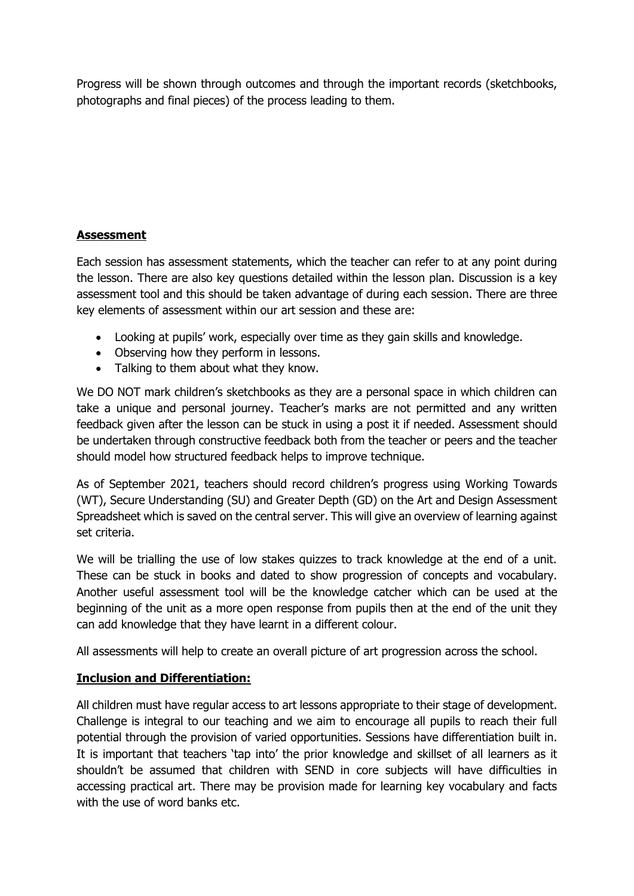Progress will be shown through outcomes and through the important records (sketchbooks, photographs and final pieces) of the process leading to them.

## **Assessment**

Each session has assessment statements, which the teacher can refer to at any point during the lesson. There are also key questions detailed within the lesson plan. Discussion is a key assessment tool and this should be taken advantage of during each session. There are three key elements of assessment within our art session and these are:

- Looking at pupils' work, especially over time as they gain skills and knowledge.
- Observing how they perform in lessons.
- Talking to them about what they know.

We DO NOT mark children's sketchbooks as they are a personal space in which children can take a unique and personal journey. Teacher's marks are not permitted and any written feedback given after the lesson can be stuck in using a post it if needed. Assessment should be undertaken through constructive feedback both from the teacher or peers and the teacher should model how structured feedback helps to improve technique.

As of September 2021, teachers should record children's progress using Working Towards (WT), Secure Understanding (SU) and Greater Depth (GD) on the Art and Design Assessment Spreadsheet which is saved on the central server. This will give an overview of learning against set criteria.

We will be trialling the use of low stakes quizzes to track knowledge at the end of a unit. These can be stuck in books and dated to show progression of concepts and vocabulary. Another useful assessment tool will be the knowledge catcher which can be used at the beginning of the unit as a more open response from pupils then at the end of the unit they can add knowledge that they have learnt in a different colour.

All assessments will help to create an overall picture of art progression across the school.

## **Inclusion and Differentiation:**

All children must have regular access to art lessons appropriate to their stage of development. Challenge is integral to our teaching and we aim to encourage all pupils to reach their full potential through the provision of varied opportunities. Sessions have differentiation built in. It is important that teachers 'tap into' the prior knowledge and skillset of all learners as it shouldn't be assumed that children with SEND in core subjects will have difficulties in accessing practical art. There may be provision made for learning key vocabulary and facts with the use of word banks etc.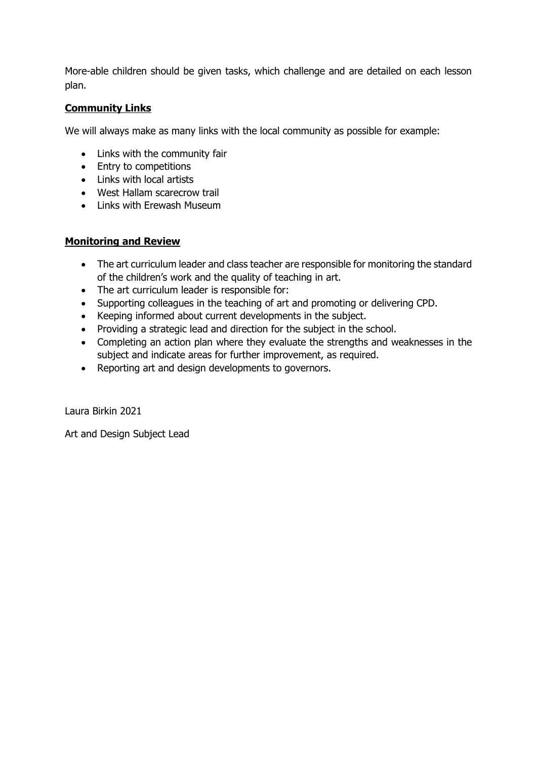More-able children should be given tasks, which challenge and are detailed on each lesson plan.

## Community Links

We will always make as many links with the local community as possible for example:

- Links with the community fair
- Entry to competitions
- Links with local artists
- West Hallam scarecrow trail
- Links with Erewash Museum

## Monitoring and Review

- The art curriculum leader and class teacher are responsible for monitoring the standard of the children's work and the quality of teaching in art.
- The art curriculum leader is responsible for:
- Supporting colleagues in the teaching of art and promoting or delivering CPD.
- Keeping informed about current developments in the subject.
- Providing a strategic lead and direction for the subject in the school.
- Completing an action plan where they evaluate the strengths and weaknesses in the subject and indicate areas for further improvement, as required.
- Reporting art and design developments to governors.

Laura Birkin 2021

Art and Design Subject Lead